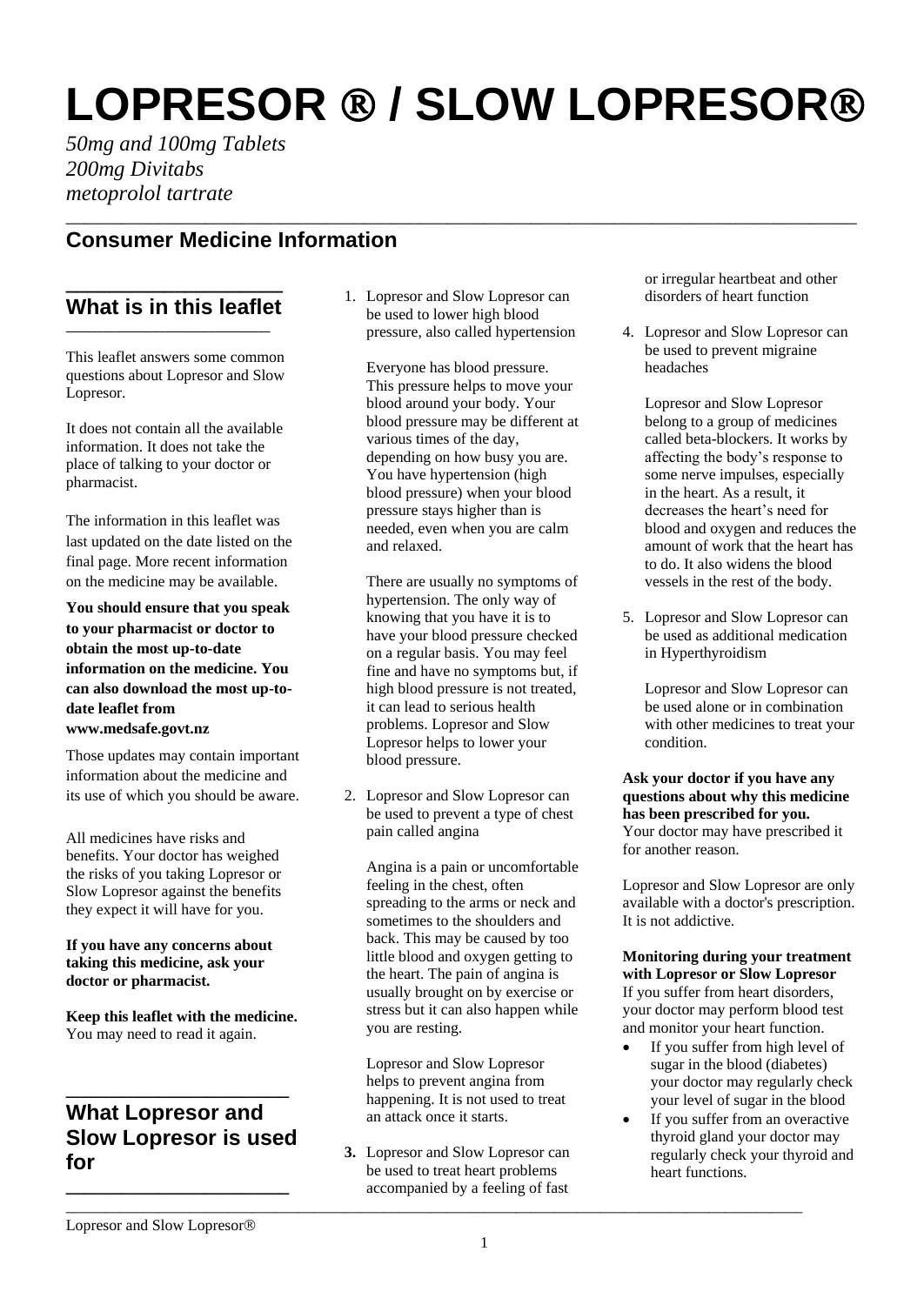# LOPRESOR ® / SLOW LOPRESOR®

*50mg and 100mg Tablets*
*200mg Divitabs*
*metoprolol tartrate*

## Consumer Medicine Information

## What is in this leaflet

This leaflet answers some common questions about Lopresor and Slow Lopresor.

It does not contain all the available information. It does not take the place of talking to your doctor or pharmacist.

The information in this leaflet was last updated on the date listed on the final page. More recent information on the medicine may be available.

**You should ensure that you speak to your pharmacist or doctor to obtain the most up-to-date information on the medicine. You can also download the most up-to-date leaflet from www.medsafe.govt.nz**

Those updates may contain important information about the medicine and its use of which you should be aware.

All medicines have risks and benefits. Your doctor has weighed the risks of you taking Lopresor or Slow Lopresor against the benefits they expect it will have for you.

**If you have any concerns about taking this medicine, ask your doctor or pharmacist.**

**Keep this leaflet with the medicine.** You may need to read it again.

## What Lopresor and Slow Lopresor is used for

1. Lopresor and Slow Lopresor can be used to lower high blood pressure, also called hypertension

   Everyone has blood pressure. This pressure helps to move your blood around your body. Your blood pressure may be different at various times of the day, depending on how busy you are. You have hypertension (high blood pressure) when your blood pressure stays higher than is needed, even when you are calm and relaxed.

   There are usually no symptoms of hypertension. The only way of knowing that you have it is to have your blood pressure checked on a regular basis. You may feel fine and have no symptoms but, if high blood pressure is not treated, it can lead to serious health problems. Lopresor and Slow Lopresor helps to lower your blood pressure.

2. Lopresor and Slow Lopresor can be used to prevent a type of chest pain called angina

   Angina is a pain or uncomfortable feeling in the chest, often spreading to the arms or neck and sometimes to the shoulders and back. This may be caused by too little blood and oxygen getting to the heart. The pain of angina is usually brought on by exercise or stress but it can also happen while you are resting.

   Lopresor and Slow Lopresor helps to prevent angina from happening. It is not used to treat an attack once it starts.

3. Lopresor and Slow Lopresor can be used to treat heart problems accompanied by a feeling of fast or irregular heartbeat and other disorders of heart function

4. Lopresor and Slow Lopresor can be used to prevent migraine headaches

   Lopresor and Slow Lopresor belong to a group of medicines called beta-blockers. It works by affecting the body's response to some nerve impulses, especially in the heart. As a result, it decreases the heart's need for blood and oxygen and reduces the amount of work that the heart has to do. It also widens the blood vessels in the rest of the body.

5. Lopresor and Slow Lopresor can be used as additional medication in Hyperthyroidism

   Lopresor and Slow Lopresor can be used alone or in combination with other medicines to treat your condition.

**Ask your doctor if you have any questions about why this medicine has been prescribed for you.**
Your doctor may have prescribed it for another reason.

Lopresor and Slow Lopresor are only available with a doctor's prescription. It is not addictive.

**Monitoring during your treatment with Lopresor or Slow Lopresor**
If you suffer from heart disorders, your doctor may perform blood test and monitor your heart function.

- If you suffer from high level of sugar in the blood (diabetes) your doctor may regularly check your level of sugar in the blood
- If you suffer from an overactive thyroid gland your doctor may regularly check your thyroid and heart functions.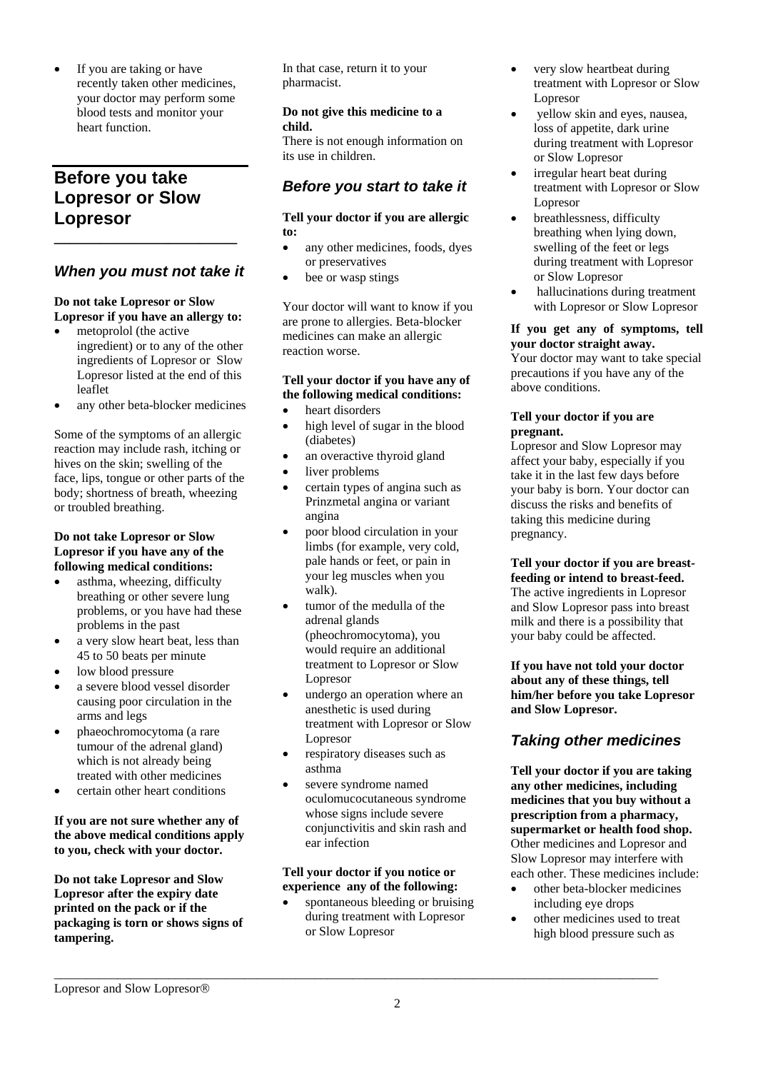- If you are taking or have recently taken other medicines, your doctor may perform some blood tests and monitor your heart function.

## Before you take Lopresor or Slow Lopresor

### *When you must not take it*

**Do not take Lopresor or Slow Lopresor if you have an allergy to:**

- metoprolol (the active ingredient) or to any of the other ingredients of Lopresor or Slow Lopresor listed at the end of this leaflet
- any other beta-blocker medicines

Some of the symptoms of an allergic reaction may include rash, itching or hives on the skin; swelling of the face, lips, tongue or other parts of the body; shortness of breath, wheezing or troubled breathing.

**Do not take Lopresor or Slow Lopresor if you have any of the following medical conditions:**

- asthma, wheezing, difficulty breathing or other severe lung problems, or you have had these problems in the past
- a very slow heart beat, less than 45 to 50 beats per minute
- low blood pressure
- a severe blood vessel disorder causing poor circulation in the arms and legs
- phaeochromocytoma (a rare tumour of the adrenal gland) which is not already being treated with other medicines
- certain other heart conditions

**If you are not sure whether any of the above medical conditions apply to you, check with your doctor.**

**Do not take Lopresor and Slow Lopresor after the expiry date printed on the pack or if the packaging is torn or shows signs of tampering.**

In that case, return it to your pharmacist.

**Do not give this medicine to a child.**

There is not enough information on its use in children.

### *Before you start to take it*

**Tell your doctor if you are allergic to:**

- any other medicines, foods, dyes or preservatives
- bee or wasp stings

Your doctor will want to know if you are prone to allergies. Beta-blocker medicines can make an allergic reaction worse.

**Tell your doctor if you have any of the following medical conditions:**

- heart disorders
- high level of sugar in the blood (diabetes)
- an overactive thyroid gland
- liver problems
- certain types of angina such as Prinzmetal angina or variant angina
- poor blood circulation in your limbs (for example, very cold, pale hands or feet, or pain in your leg muscles when you walk).
- tumor of the medulla of the adrenal glands (pheochromocytoma), you would require an additional treatment to Lopresor or Slow Lopresor
- undergo an operation where an anesthetic is used during treatment with Lopresor or Slow Lopresor
- respiratory diseases such as asthma
- severe syndrome named oculomucocutaneous syndrome whose signs include severe conjunctivitis and skin rash and ear infection

**Tell your doctor if you notice or experience any of the following:**

- spontaneous bleeding or bruising during treatment with Lopresor or Slow Lopresor
- very slow heartbeat during treatment with Lopresor or Slow Lopresor
- yellow skin and eyes, nausea, loss of appetite, dark urine during treatment with Lopresor or Slow Lopresor
- irregular heart beat during treatment with Lopresor or Slow Lopresor
- breathlessness, difficulty breathing when lying down, swelling of the feet or legs during treatment with Lopresor or Slow Lopresor
- hallucinations during treatment with Lopresor or Slow Lopresor

**If you get any of symptoms, tell your doctor straight away.**

Your doctor may want to take special precautions if you have any of the above conditions.

**Tell your doctor if you are pregnant.**

Lopresor and Slow Lopresor may affect your baby, especially if you take it in the last few days before your baby is born. Your doctor can discuss the risks and benefits of taking this medicine during pregnancy.

**Tell your doctor if you are breast-feeding or intend to breast-feed.**

The active ingredients in Lopresor and Slow Lopresor pass into breast milk and there is a possibility that your baby could be affected.

**If you have not told your doctor about any of these things, tell him/her before you take Lopresor and Slow Lopresor.**

### *Taking other medicines*

**Tell your doctor if you are taking any other medicines, including medicines that you buy without a prescription from a pharmacy, supermarket or health food shop.**

Other medicines and Lopresor and Slow Lopresor may interfere with each other. These medicines include:

- other beta-blocker medicines including eye drops
- other medicines used to treat high blood pressure such as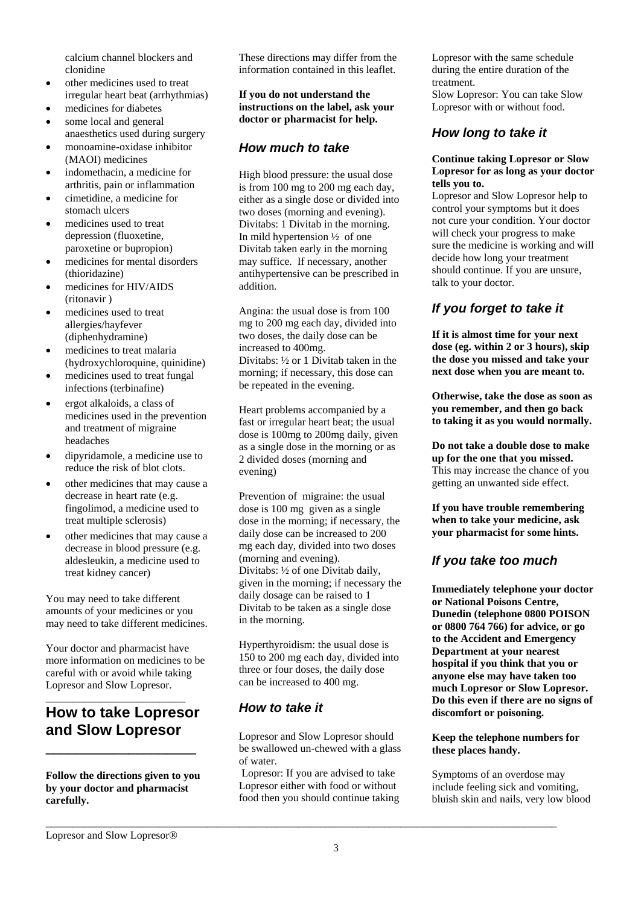calcium channel blockers and clonidine

- other medicines used to treat irregular heart beat (arrhythmias)
- medicines for diabetes
- some local and general anaesthetics used during surgery
- monoamine-oxidase inhibitor (MAOI) medicines
- indomethacin, a medicine for arthritis, pain or inflammation
- cimetidine, a medicine for stomach ulcers
- medicines used to treat depression (fluoxetine, paroxetine or bupropion)
- medicines for mental disorders (thioridazine)
- medicines for HIV/AIDS (ritonavir )
- medicines used to treat allergies/hayfever (diphenhydramine)
- medicines to treat malaria (hydroxychloroquine, quinidine)
- medicines used to treat fungal infections (terbinafine)
- ergot alkaloids, a class of medicines used in the prevention and treatment of migraine headaches
- dipyridamole, a medicine use to reduce the risk of blot clots.
- other medicines that may cause a decrease in heart rate (e.g. fingolimod, a medicine used to treat multiple sclerosis)
- other medicines that may cause a decrease in blood pressure (e.g. aldesleukin, a medicine used to treat kidney cancer)

You may need to take different amounts of your medicines or you may need to take different medicines.

Your doctor and pharmacist have more information on medicines to be careful with or avoid while taking Lopresor and Slow Lopresor.

## How to take Lopresor and Slow Lopresor

**Follow the directions given to you by your doctor and pharmacist carefully.**

These directions may differ from the information contained in this leaflet.

**If you do not understand the instructions on the label, ask your doctor or pharmacist for help.**

### *How much to take*

High blood pressure: the usual dose is from 100 mg to 200 mg each day, either as a single dose or divided into two doses (morning and evening). Divitabs: 1 Divitab in the morning. In mild hypertension ½ of one Divitab taken early in the morning may suffice. If necessary, another antihypertensive can be prescribed in addition.

Angina: the usual dose is from 100 mg to 200 mg each day, divided into two doses, the daily dose can be increased to 400mg.
Divitabs: ½ or 1 Divitab taken in the morning; if necessary, this dose can be repeated in the evening.

Heart problems accompanied by a fast or irregular heart beat; the usual dose is 100mg to 200mg daily, given as a single dose in the morning or as 2 divided doses (morning and evening)

Prevention of migraine: the usual dose is 100 mg given as a single dose in the morning; if necessary, the daily dose can be increased to 200 mg each day, divided into two doses (morning and evening).
Divitabs: ½ of one Divitab daily, given in the morning; if necessary the daily dosage can be raised to 1 Divitab to be taken as a single dose in the morning.

Hyperthyroidism: the usual dose is 150 to 200 mg each day, divided into three or four doses, the daily dose can be increased to 400 mg.

### *How to take it*

Lopresor and Slow Lopresor should be swallowed un-chewed with a glass of water.
Lopresor: If you are advised to take Lopresor either with food or without food then you should continue taking Lopresor with the same schedule during the entire duration of the treatment.
Slow Lopresor: You can take Slow Lopresor with or without food.

### *How long to take it*

**Continue taking Lopresor or Slow Lopresor for as long as your doctor tells you to.**
Lopresor and Slow Lopresor help to control your symptoms but it does not cure your condition. Your doctor will check your progress to make sure the medicine is working and will decide how long your treatment should continue. If you are unsure, talk to your doctor.

### *If you forget to take it*

**If it is almost time for your next dose (eg. within 2 or 3 hours), skip the dose you missed and take your next dose when you are meant to.**

**Otherwise, take the dose as soon as you remember, and then go back to taking it as you would normally.**

**Do not take a double dose to make up for the one that you missed.** This may increase the chance of you getting an unwanted side effect.

**If you have trouble remembering when to take your medicine, ask your pharmacist for some hints.**

### *If you take too much*

**Immediately telephone your doctor or National Poisons Centre, Dunedin (telephone 0800 POISON or 0800 764 766) for advice, or go to the Accident and Emergency Department at your nearest hospital if you think that you or anyone else may have taken too much Lopresor or Slow Lopresor. Do this even if there are no signs of discomfort or poisoning.**

**Keep the telephone numbers for these places handy.**

Symptoms of an overdose may include feeling sick and vomiting, bluish skin and nails, very low blood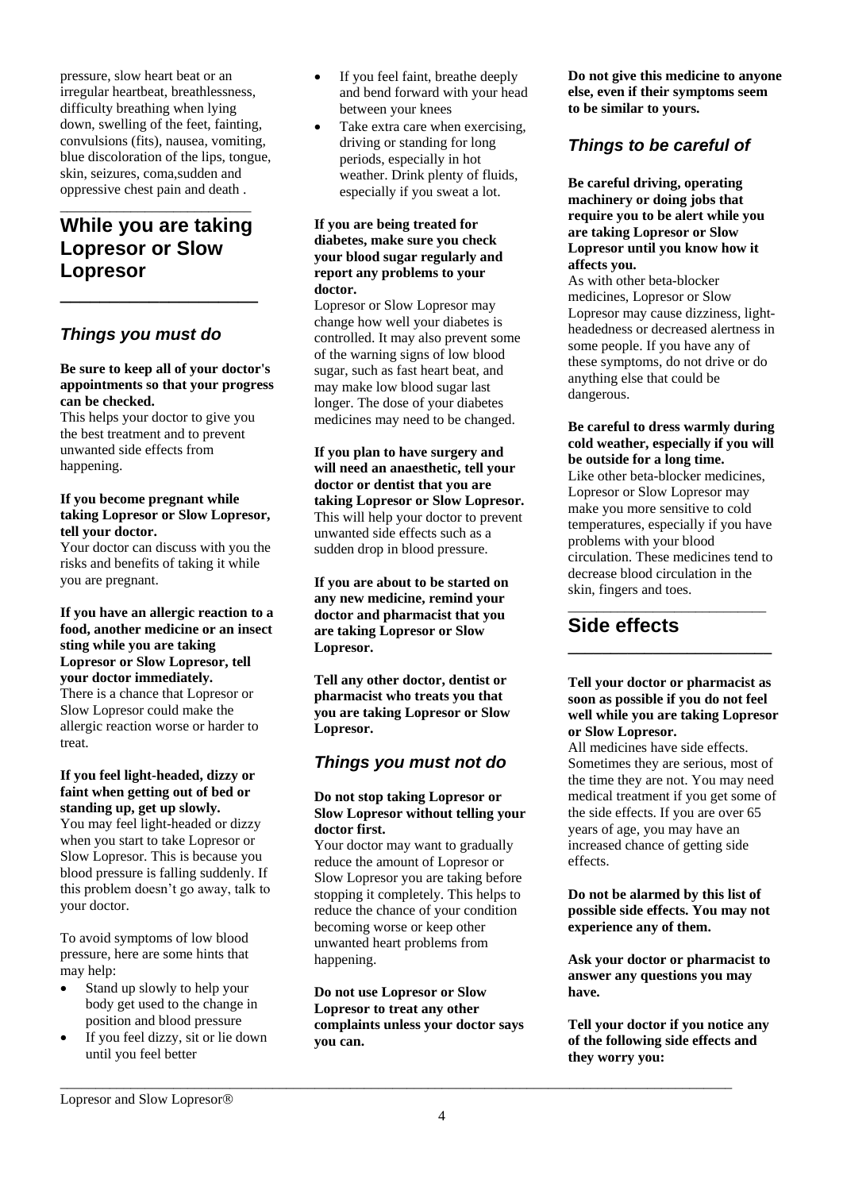pressure, slow heart beat or an irregular heartbeat, breathlessness, difficulty breathing when lying down, swelling of the feet, fainting, convulsions (fits), nausea, vomiting, blue discoloration of the lips, tongue, skin, seizures, coma,sudden and oppressive chest pain and death .

## While you are taking Lopresor or Slow Lopresor

### *Things you must do*

**Be sure to keep all of your doctor's appointments so that your progress can be checked.**

This helps your doctor to give you the best treatment and to prevent unwanted side effects from happening.

**If you become pregnant while taking Lopresor or Slow Lopresor, tell your doctor.**

Your doctor can discuss with you the risks and benefits of taking it while you are pregnant.

**If you have an allergic reaction to a food, another medicine or an insect sting while you are taking Lopresor or Slow Lopresor, tell your doctor immediately.**

There is a chance that Lopresor or Slow Lopresor could make the allergic reaction worse or harder to treat.

**If you feel light-headed, dizzy or faint when getting out of bed or standing up, get up slowly.**

You may feel light-headed or dizzy when you start to take Lopresor or Slow Lopresor. This is because you blood pressure is falling suddenly. If this problem doesn't go away, talk to your doctor.

To avoid symptoms of low blood pressure, here are some hints that may help:

- Stand up slowly to help your body get used to the change in position and blood pressure
- If you feel dizzy, sit or lie down until you feel better
- If you feel faint, breathe deeply and bend forward with your head between your knees
- Take extra care when exercising, driving or standing for long periods, especially in hot weather. Drink plenty of fluids, especially if you sweat a lot.

**If you are being treated for diabetes, make sure you check your blood sugar regularly and report any problems to your doctor.**

Lopresor or Slow Lopresor may change how well your diabetes is controlled. It may also prevent some of the warning signs of low blood sugar, such as fast heart beat, and may make low blood sugar last longer. The dose of your diabetes medicines may need to be changed.

**If you plan to have surgery and will need an anaesthetic, tell your doctor or dentist that you are taking Lopresor or Slow Lopresor.**

This will help your doctor to prevent unwanted side effects such as a sudden drop in blood pressure.

**If you are about to be started on any new medicine, remind your doctor and pharmacist that you are taking Lopresor or Slow Lopresor.**

**Tell any other doctor, dentist or pharmacist who treats you that you are taking Lopresor or Slow Lopresor.**

### *Things you must not do*

**Do not stop taking Lopresor or Slow Lopresor without telling your doctor first.**

Your doctor may want to gradually reduce the amount of Lopresor or Slow Lopresor you are taking before stopping it completely. This helps to reduce the chance of your condition becoming worse or keep other unwanted heart problems from happening.

**Do not use Lopresor or Slow Lopresor to treat any other complaints unless your doctor says you can.**

**Do not give this medicine to anyone else, even if their symptoms seem to be similar to yours.**

### *Things to be careful of*

**Be careful driving, operating machinery or doing jobs that require you to be alert while you are taking Lopresor or Slow Lopresor until you know how it affects you.**

As with other beta-blocker medicines, Lopresor or Slow Lopresor may cause dizziness, light-headedness or decreased alertness in some people. If you have any of these symptoms, do not drive or do anything else that could be dangerous.

**Be careful to dress warmly during cold weather, especially if you will be outside for a long time.**

Like other beta-blocker medicines, Lopresor or Slow Lopresor may make you more sensitive to cold temperatures, especially if you have problems with your blood circulation. These medicines tend to decrease blood circulation in the skin, fingers and toes.

## Side effects

**Tell your doctor or pharmacist as soon as possible if you do not feel well while you are taking Lopresor or Slow Lopresor.**

All medicines have side effects. Sometimes they are serious, most of the time they are not. You may need medical treatment if you get some of the side effects. If you are over 65 years of age, you may have an increased chance of getting side effects.

**Do not be alarmed by this list of possible side effects. You may not experience any of them.**

**Ask your doctor or pharmacist to answer any questions you may have.**

**Tell your doctor if you notice any of the following side effects and they worry you:**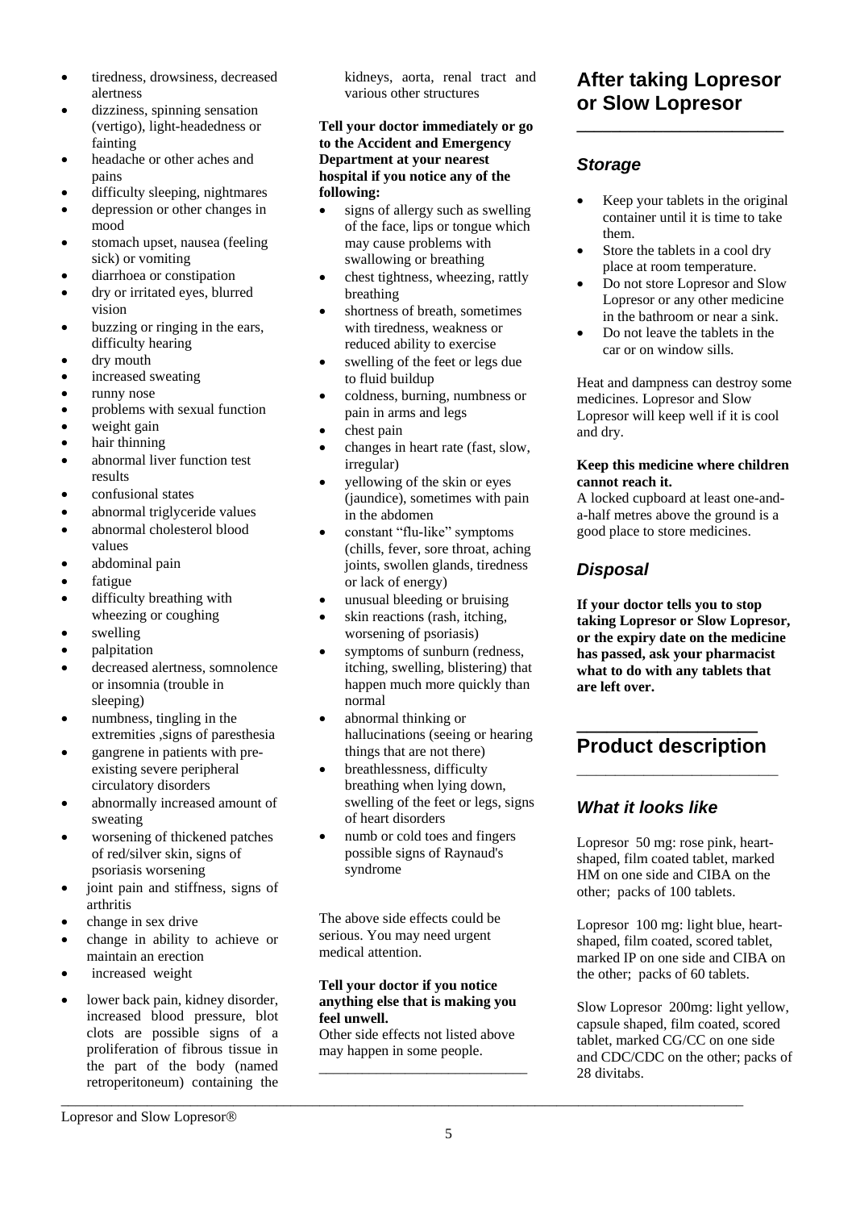- tiredness, drowsiness, decreased alertness
- dizziness, spinning sensation (vertigo), light-headedness or fainting
- headache or other aches and pains
- difficulty sleeping, nightmares
- depression or other changes in mood
- stomach upset, nausea (feeling sick) or vomiting
- diarrhoea or constipation
- dry or irritated eyes, blurred vision
- buzzing or ringing in the ears, difficulty hearing
- dry mouth
- increased sweating
- runny nose
- problems with sexual function
- weight gain
- hair thinning
- abnormal liver function test results
- confusional states
- abnormal triglyceride values
- abnormal cholesterol blood values
- abdominal pain
- fatigue
- difficulty breathing with wheezing or coughing
- swelling
- palpitation
- decreased alertness, somnolence or insomnia (trouble in sleeping)
- numbness, tingling in the extremities ,signs of paresthesia
- gangrene in patients with pre-existing severe peripheral circulatory disorders
- abnormally increased amount of sweating
- worsening of thickened patches of red/silver skin, signs of psoriasis worsening
- joint pain and stiffness, signs of arthritis
- change in sex drive
- change in ability to achieve or maintain an erection
- increased weight
- lower back pain, kidney disorder, increased blood pressure, blot clots are possible signs of a proliferation of fibrous tissue in the part of the body (named retroperitoneum) containing the kidneys, aorta, renal tract and various other structures

**Tell your doctor immediately or go to the Accident and Emergency Department at your nearest hospital if you notice any of the following:**

- signs of allergy such as swelling of the face, lips or tongue which may cause problems with swallowing or breathing
- chest tightness, wheezing, rattly breathing
- shortness of breath, sometimes with tiredness, weakness or reduced ability to exercise
- swelling of the feet or legs due to fluid buildup
- coldness, burning, numbness or pain in arms and legs
- chest pain
- changes in heart rate (fast, slow, irregular)
- yellowing of the skin or eyes (jaundice), sometimes with pain in the abdomen
- constant "flu-like" symptoms (chills, fever, sore throat, aching joints, swollen glands, tiredness or lack of energy)
- unusual bleeding or bruising
- skin reactions (rash, itching, worsening of psoriasis)
- symptoms of sunburn (redness, itching, swelling, blistering) that happen much more quickly than normal
- abnormal thinking or hallucinations (seeing or hearing things that are not there)
- breathlessness, difficulty breathing when lying down, swelling of the feet or legs, signs of heart disorders
- numb or cold toes and fingers possible signs of Raynaud's syndrome

The above side effects could be serious. You may need urgent medical attention.

**Tell your doctor if you notice anything else that is making you feel unwell.**
Other side effects not listed above may happen in some people.

## After taking Lopresor or Slow Lopresor

### *Storage*

- Keep your tablets in the original container until it is time to take them.
- Store the tablets in a cool dry place at room temperature.
- Do not store Lopresor and Slow Lopresor or any other medicine in the bathroom or near a sink.
- Do not leave the tablets in the car or on window sills.

Heat and dampness can destroy some medicines. Lopresor and Slow Lopresor will keep well if it is cool and dry.

**Keep this medicine where children cannot reach it.**
A locked cupboard at least one-and-a-half metres above the ground is a good place to store medicines.

### *Disposal*

**If your doctor tells you to stop taking Lopresor or Slow Lopresor, or the expiry date on the medicine has passed, ask your pharmacist what to do with any tablets that are left over.**

## Product description

### *What it looks like*

Lopresor 50 mg: rose pink, heart-shaped, film coated tablet, marked HM on one side and CIBA on the other; packs of 100 tablets.

Lopresor 100 mg: light blue, heart-shaped, film coated, scored tablet, marked IP on one side and CIBA on the other; packs of 60 tablets.

Slow Lopresor 200mg: light yellow, capsule shaped, film coated, scored tablet, marked CG/CC on one side and CDC/CDC on the other; packs of 28 divitabs.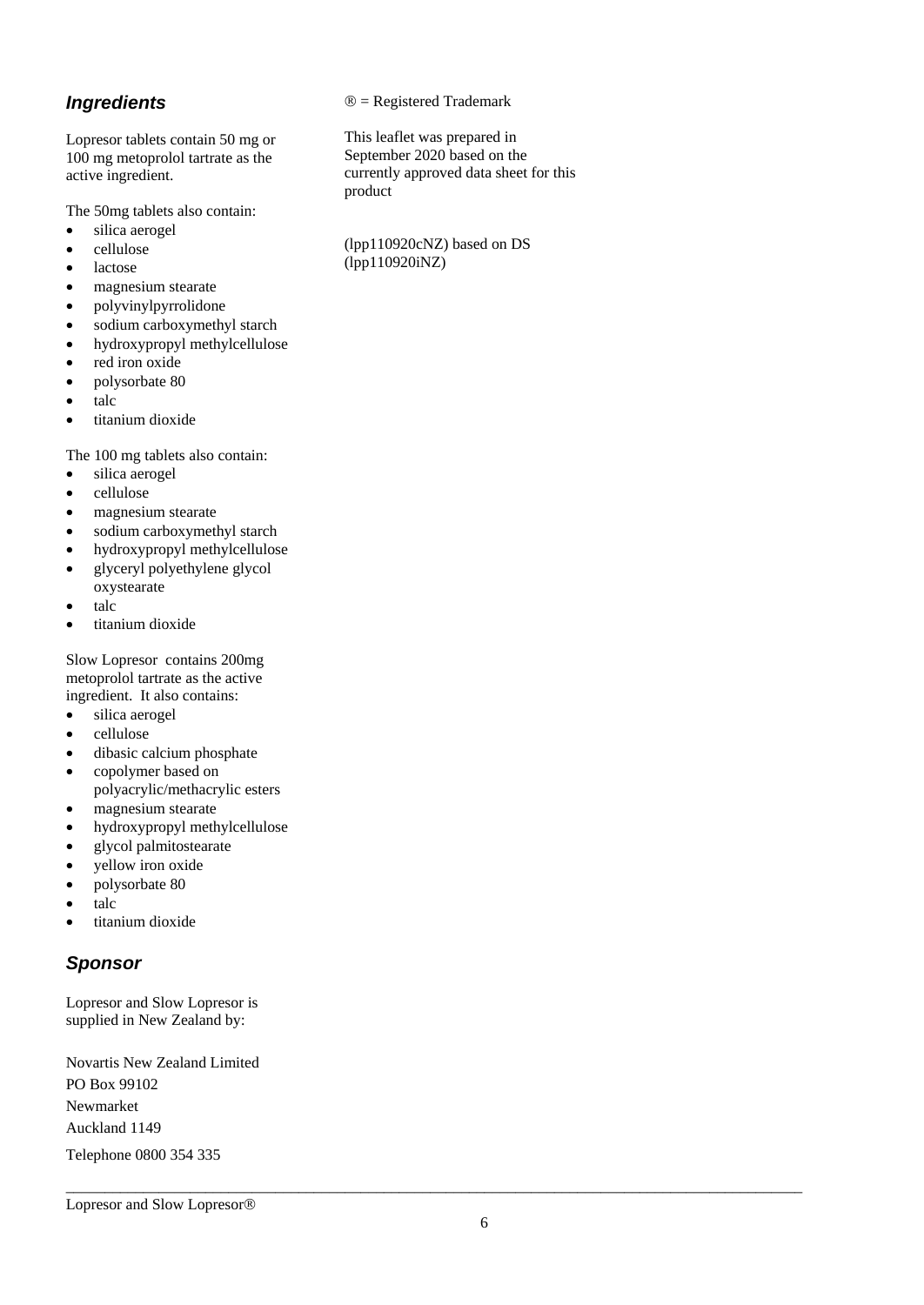## *Ingredients*

Lopresor tablets contain 50 mg or 100 mg metoprolol tartrate as the active ingredient.

The 50mg tablets also contain:

- silica aerogel
- cellulose
- lactose
- magnesium stearate
- polyvinylpyrrolidone
- sodium carboxymethyl starch
- hydroxypropyl methylcellulose
- red iron oxide
- polysorbate 80
- talc
- titanium dioxide

The 100 mg tablets also contain:

- silica aerogel
- cellulose
- magnesium stearate
- sodium carboxymethyl starch
- hydroxypropyl methylcellulose
- glyceryl polyethylene glycol oxystearate
- talc
- titanium dioxide

Slow Lopresor contains 200mg metoprolol tartrate as the active ingredient. It also contains:

- silica aerogel
- cellulose
- dibasic calcium phosphate
- copolymer based on polyacrylic/methacrylic esters
- magnesium stearate
- hydroxypropyl methylcellulose
- glycol palmitostearate
- yellow iron oxide
- polysorbate 80
- talc
- titanium dioxide

## *Sponsor*

Lopresor and Slow Lopresor is supplied in New Zealand by:

Novartis New Zealand Limited
PO Box 99102
Newmarket
Auckland 1149
Telephone 0800 354 335

® = Registered Trademark

This leaflet was prepared in September 2020 based on the currently approved data sheet for this product

(lpp110920cNZ) based on DS (lpp110920iNZ)